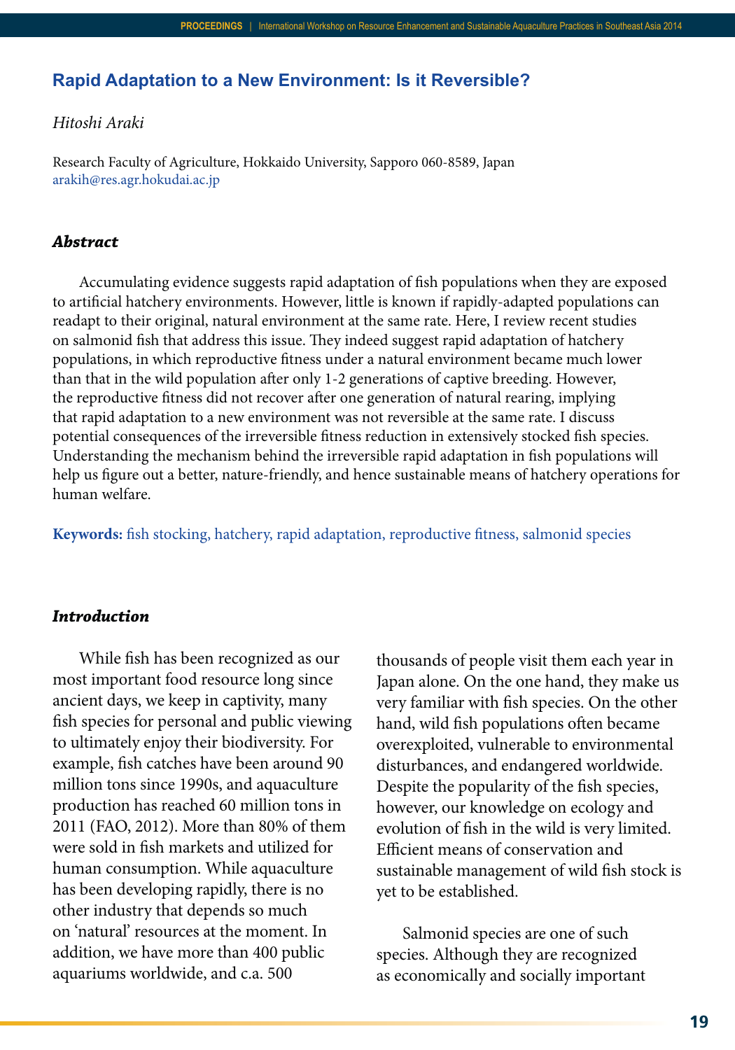# Rapid Adaptation to a New Environment: Is it Reversible?

*Hitoshi Araki*

Research Faculty of Agriculture, Hokkaido University, Sapporo 060-8589, Japan
arakih@res.agr.hokudai.ac.jp

## *Abstract*

Accumulating evidence suggests rapid adaptation of fish populations when they are exposed to artificial hatchery environments. However, little is known if rapidly-adapted populations can readapt to their original, natural environment at the same rate. Here, I review recent studies on salmonid fish that address this issue. They indeed suggest rapid adaptation of hatchery populations, in which reproductive fitness under a natural environment became much lower than that in the wild population after only 1-2 generations of captive breeding. However, the reproductive fitness did not recover after one generation of natural rearing, implying that rapid adaptation to a new environment was not reversible at the same rate. I discuss potential consequences of the irreversible fitness reduction in extensively stocked fish species. Understanding the mechanism behind the irreversible rapid adaptation in fish populations will help us figure out a better, nature-friendly, and hence sustainable means of hatchery operations for human welfare.

**Keywords:** fish stocking, hatchery, rapid adaptation, reproductive fitness, salmonid species

## *Introduction*

While fish has been recognized as our most important food resource long since ancient days, we keep in captivity, many fish species for personal and public viewing to ultimately enjoy their biodiversity. For example, fish catches have been around 90 million tons since 1990s, and aquaculture production has reached 60 million tons in 2011 (FAO, 2012). More than 80% of them were sold in fish markets and utilized for human consumption. While aquaculture has been developing rapidly, there is no other industry that depends so much on 'natural' resources at the moment. In addition, we have more than 400 public aquariums worldwide, and c.a. 500 thousands of people visit them each year in Japan alone. On the one hand, they make us very familiar with fish species. On the other hand, wild fish populations often became overexploited, vulnerable to environmental disturbances, and endangered worldwide. Despite the popularity of the fish species, however, our knowledge on ecology and evolution of fish in the wild is very limited. Efficient means of conservation and sustainable management of wild fish stock is yet to be established.

Salmonid species are one of such species. Although they are recognized as economically and socially important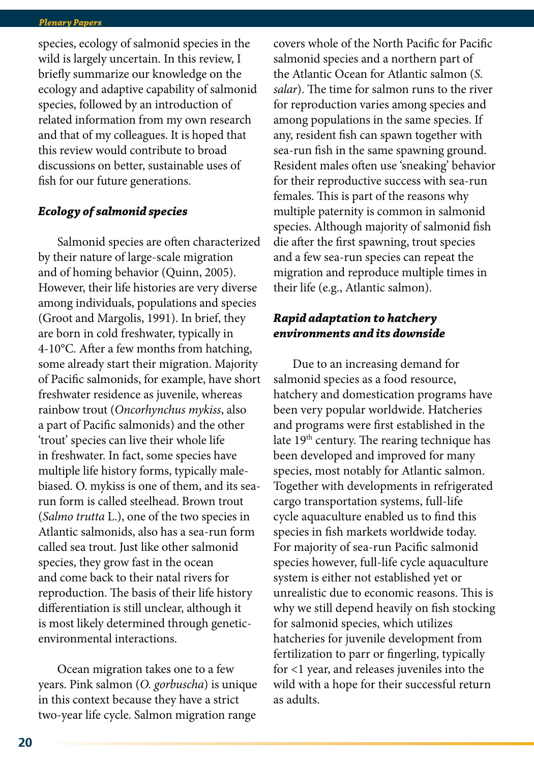species, ecology of salmonid species in the wild is largely uncertain. In this review, I briefly summarize our knowledge on the ecology and adaptive capability of salmonid species, followed by an introduction of related information from my own research and that of my colleagues. It is hoped that this review would contribute to broad discussions on better, sustainable uses of fish for our future generations.

### *Ecology of salmonid species*

Salmonid species are often characterized by their nature of large-scale migration and of homing behavior (Quinn, 2005). However, their life histories are very diverse among individuals, populations and species (Groot and Margolis, 1991). In brief, they are born in cold freshwater, typically in 4-10°C. After a few months from hatching, some already start their migration. Majority of Pacific salmonids, for example, have short freshwater residence as juvenile, whereas rainbow trout (*Oncorhynchus mykiss*, also a part of Pacific salmonids) and the other 'trout' species can live their whole life in freshwater. In fact, some species have multiple life history forms, typically male-biased. O. mykiss is one of them, and its sea-run form is called steelhead. Brown trout (*Salmo trutta* L.), one of the two species in Atlantic salmonids, also has a sea-run form called sea trout. Just like other salmonid species, they grow fast in the ocean and come back to their natal rivers for reproduction. The basis of their life history differentiation is still unclear, although it is most likely determined through genetic-environmental interactions.

Ocean migration takes one to a few years. Pink salmon (*O. gorbuscha*) is unique in this context because they have a strict two-year life cycle. Salmon migration range covers whole of the North Pacific for Pacific salmonid species and a northern part of the Atlantic Ocean for Atlantic salmon (*S. salar*). The time for salmon runs to the river for reproduction varies among species and among populations in the same species. If any, resident fish can spawn together with sea-run fish in the same spawning ground. Resident males often use 'sneaking' behavior for their reproductive success with sea-run females. This is part of the reasons why multiple paternity is common in salmonid species. Although majority of salmonid fish die after the first spawning, trout species and a few sea-run species can repeat the migration and reproduce multiple times in their life (e.g., Atlantic salmon).

### *Rapid adaptation to hatchery environments and its downside*

Due to an increasing demand for salmonid species as a food resource, hatchery and domestication programs have been very popular worldwide. Hatcheries and programs were first established in the late 19th century. The rearing technique has been developed and improved for many species, most notably for Atlantic salmon. Together with developments in refrigerated cargo transportation systems, full-life cycle aquaculture enabled us to find this species in fish markets worldwide today. For majority of sea-run Pacific salmonid species however, full-life cycle aquaculture system is either not established yet or unrealistic due to economic reasons. This is why we still depend heavily on fish stocking for salmonid species, which utilizes hatcheries for juvenile development from fertilization to parr or fingerling, typically for <1 year, and releases juveniles into the wild with a hope for their successful return as adults.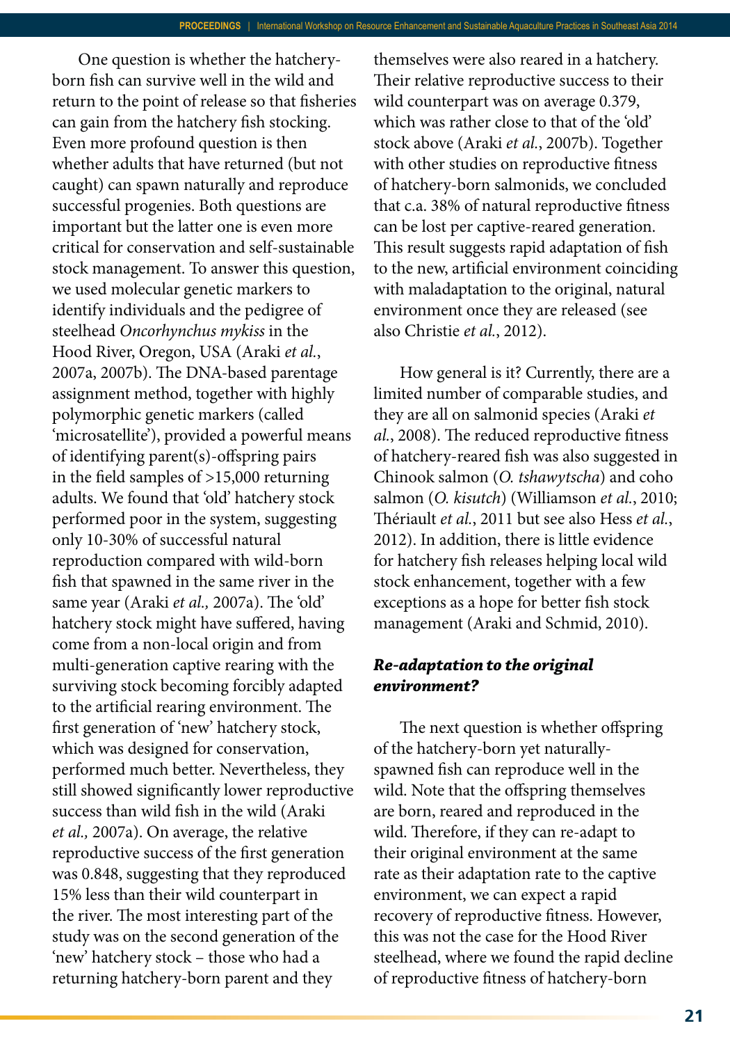One question is whether the hatchery-born fish can survive well in the wild and return to the point of release so that fisheries can gain from the hatchery fish stocking. Even more profound question is then whether adults that have returned (but not caught) can spawn naturally and reproduce successful progenies. Both questions are important but the latter one is even more critical for conservation and self-sustainable stock management. To answer this question, we used molecular genetic markers to identify individuals and the pedigree of steelhead *Oncorhynchus mykiss* in the Hood River, Oregon, USA (Araki *et al.*, 2007a, 2007b). The DNA-based parentage assignment method, together with highly polymorphic genetic markers (called 'microsatellite'), provided a powerful means of identifying parent(s)-offspring pairs in the field samples of >15,000 returning adults. We found that 'old' hatchery stock performed poor in the system, suggesting only 10-30% of successful natural reproduction compared with wild-born fish that spawned in the same river in the same year (Araki *et al.,* 2007a). The 'old' hatchery stock might have suffered, having come from a non-local origin and from multi-generation captive rearing with the surviving stock becoming forcibly adapted to the artificial rearing environment. The first generation of 'new' hatchery stock, which was designed for conservation, performed much better. Nevertheless, they still showed significantly lower reproductive success than wild fish in the wild (Araki *et al.,* 2007a). On average, the relative reproductive success of the first generation was 0.848, suggesting that they reproduced 15% less than their wild counterpart in the river. The most interesting part of the study was on the second generation of the 'new' hatchery stock – those who had a returning hatchery-born parent and they themselves were also reared in a hatchery. Their relative reproductive success to their wild counterpart was on average 0.379, which was rather close to that of the 'old' stock above (Araki *et al.*, 2007b). Together with other studies on reproductive fitness of hatchery-born salmonids, we concluded that c.a. 38% of natural reproductive fitness can be lost per captive-reared generation. This result suggests rapid adaptation of fish to the new, artificial environment coinciding with maladaptation to the original, natural environment once they are released (see also Christie *et al.*, 2012).

How general is it? Currently, there are a limited number of comparable studies, and they are all on salmonid species (Araki *et al.*, 2008). The reduced reproductive fitness of hatchery-reared fish was also suggested in Chinook salmon (*O. tshawytscha*) and coho salmon (*O. kisutch*) (Williamson *et al.*, 2010; Thériault *et al.*, 2011 but see also Hess *et al.*, 2012). In addition, there is little evidence for hatchery fish releases helping local wild stock enhancement, together with a few exceptions as a hope for better fish stock management (Araki and Schmid, 2010).

### *Re-adaptation to the original environment?*

The next question is whether offspring of the hatchery-born yet naturally-spawned fish can reproduce well in the wild. Note that the offspring themselves are born, reared and reproduced in the wild. Therefore, if they can re-adapt to their original environment at the same rate as their adaptation rate to the captive environment, we can expect a rapid recovery of reproductive fitness. However, this was not the case for the Hood River steelhead, where we found the rapid decline of reproductive fitness of hatchery-born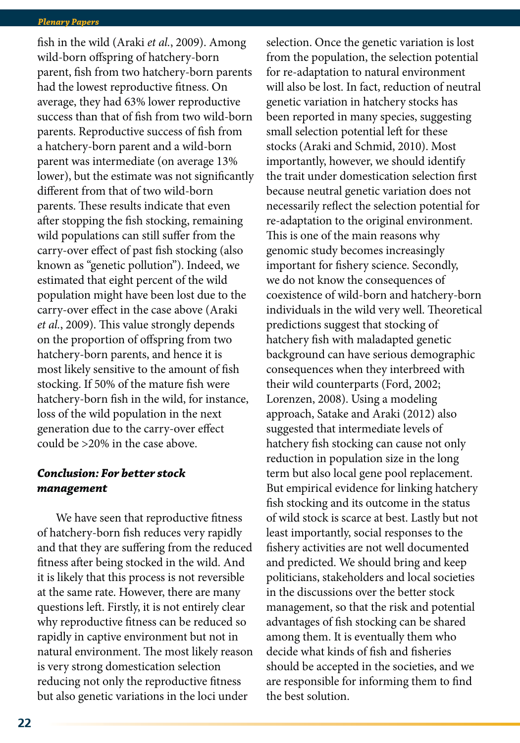fish in the wild (Araki *et al.*, 2009). Among wild-born offspring of hatchery-born parent, fish from two hatchery-born parents had the lowest reproductive fitness. On average, they had 63% lower reproductive success than that of fish from two wild-born parents. Reproductive success of fish from a hatchery-born parent and a wild-born parent was intermediate (on average 13% lower), but the estimate was not significantly different from that of two wild-born parents. These results indicate that even after stopping the fish stocking, remaining wild populations can still suffer from the carry-over effect of past fish stocking (also known as "genetic pollution"). Indeed, we estimated that eight percent of the wild population might have been lost due to the carry-over effect in the case above (Araki *et al.*, 2009). This value strongly depends on the proportion of offspring from two hatchery-born parents, and hence it is most likely sensitive to the amount of fish stocking. If 50% of the mature fish were hatchery-born fish in the wild, for instance, loss of the wild population in the next generation due to the carry-over effect could be >20% in the case above.

## *Conclusion: For better stock management*

We have seen that reproductive fitness of hatchery-born fish reduces very rapidly and that they are suffering from the reduced fitness after being stocked in the wild. And it is likely that this process is not reversible at the same rate. However, there are many questions left. Firstly, it is not entirely clear why reproductive fitness can be reduced so rapidly in captive environment but not in natural environment. The most likely reason is very strong domestication selection reducing not only the reproductive fitness but also genetic variations in the loci under selection. Once the genetic variation is lost from the population, the selection potential for re-adaptation to natural environment will also be lost. In fact, reduction of neutral genetic variation in hatchery stocks has been reported in many species, suggesting small selection potential left for these stocks (Araki and Schmid, 2010). Most importantly, however, we should identify the trait under domestication selection first because neutral genetic variation does not necessarily reflect the selection potential for re-adaptation to the original environment. This is one of the main reasons why genomic study becomes increasingly important for fishery science. Secondly, we do not know the consequences of coexistence of wild-born and hatchery-born individuals in the wild very well. Theoretical predictions suggest that stocking of hatchery fish with maladapted genetic background can have serious demographic consequences when they interbreed with their wild counterparts (Ford, 2002; Lorenzen, 2008). Using a modeling approach, Satake and Araki (2012) also suggested that intermediate levels of hatchery fish stocking can cause not only reduction in population size in the long term but also local gene pool replacement. But empirical evidence for linking hatchery fish stocking and its outcome in the status of wild stock is scarce at best. Lastly but not least importantly, social responses to the fishery activities are not well documented and predicted. We should bring and keep politicians, stakeholders and local societies in the discussions over the better stock management, so that the risk and potential advantages of fish stocking can be shared among them. It is eventually them who decide what kinds of fish and fisheries should be accepted in the societies, and we are responsible for informing them to find the best solution.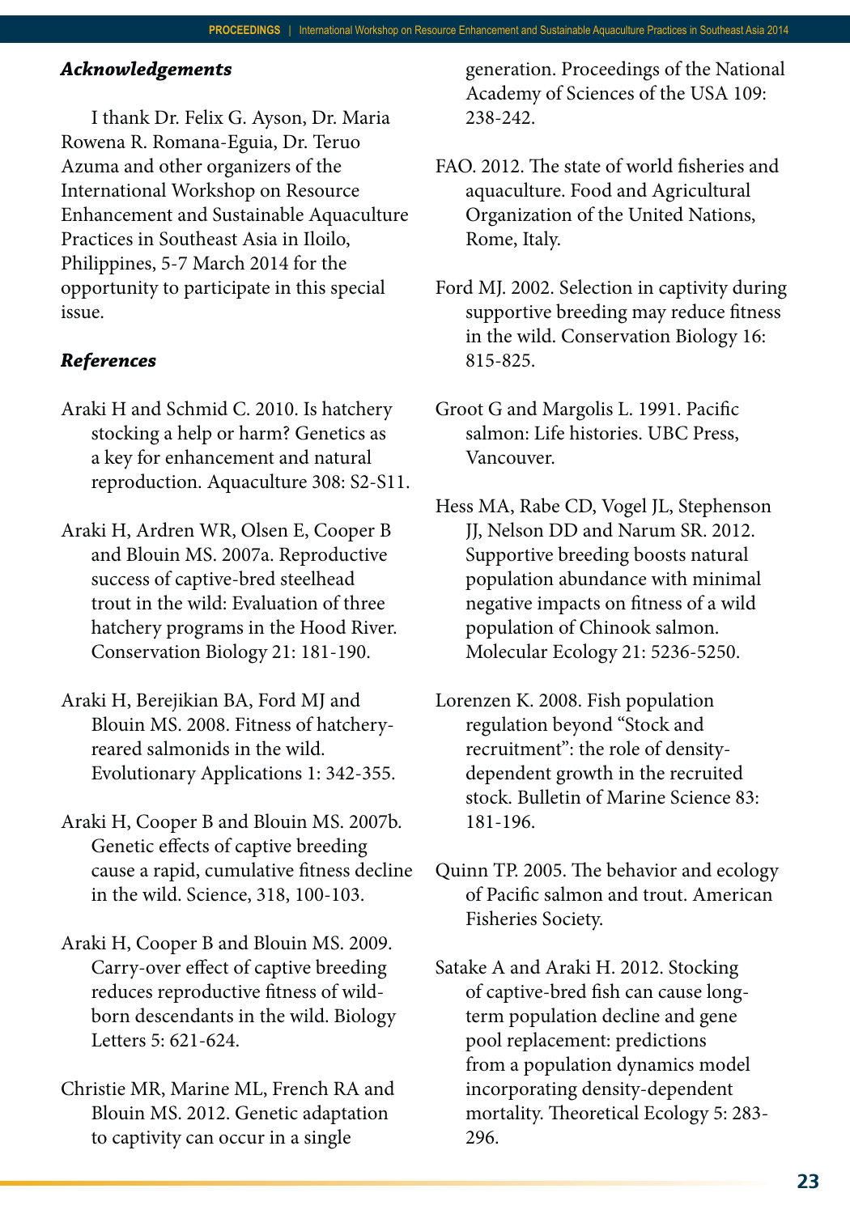***Acknowledgements***

I thank Dr. Felix G. Ayson, Dr. Maria Rowena R. Romana-Eguia, Dr. Teruo Azuma and other organizers of the International Workshop on Resource Enhancement and Sustainable Aquaculture Practices in Southeast Asia in Iloilo, Philippines, 5-7 March 2014 for the opportunity to participate in this special issue.

***References***

Araki H and Schmid C. 2010. Is hatchery stocking a help or harm? Genetics as a key for enhancement and natural reproduction. Aquaculture 308: S2-S11.

Araki H, Ardren WR, Olsen E, Cooper B and Blouin MS. 2007a. Reproductive success of captive-bred steelhead trout in the wild: Evaluation of three hatchery programs in the Hood River. Conservation Biology 21: 181-190.

Araki H, Berejikian BA, Ford MJ and Blouin MS. 2008. Fitness of hatchery-reared salmonids in the wild. Evolutionary Applications 1: 342-355.

Araki H, Cooper B and Blouin MS. 2007b. Genetic effects of captive breeding cause a rapid, cumulative fitness decline in the wild. Science, 318, 100-103.

Araki H, Cooper B and Blouin MS. 2009. Carry-over effect of captive breeding reduces reproductive fitness of wild-born descendants in the wild. Biology Letters 5: 621-624.

Christie MR, Marine ML, French RA and Blouin MS. 2012. Genetic adaptation to captivity can occur in a single generation. Proceedings of the National Academy of Sciences of the USA 109: 238-242.

FAO. 2012. The state of world fisheries and aquaculture. Food and Agricultural Organization of the United Nations, Rome, Italy.

Ford MJ. 2002. Selection in captivity during supportive breeding may reduce fitness in the wild. Conservation Biology 16: 815-825.

Groot G and Margolis L. 1991. Pacific salmon: Life histories. UBC Press, Vancouver.

Hess MA, Rabe CD, Vogel JL, Stephenson JJ, Nelson DD and Narum SR. 2012. Supportive breeding boosts natural population abundance with minimal negative impacts on fitness of a wild population of Chinook salmon. Molecular Ecology 21: 5236-5250.

Lorenzen K. 2008. Fish population regulation beyond "Stock and recruitment": the role of density-dependent growth in the recruited stock. Bulletin of Marine Science 83: 181-196.

Quinn TP. 2005. The behavior and ecology of Pacific salmon and trout. American Fisheries Society.

Satake A and Araki H. 2012. Stocking of captive-bred fish can cause long-term population decline and gene pool replacement: predictions from a population dynamics model incorporating density-dependent mortality. Theoretical Ecology 5: 283-296.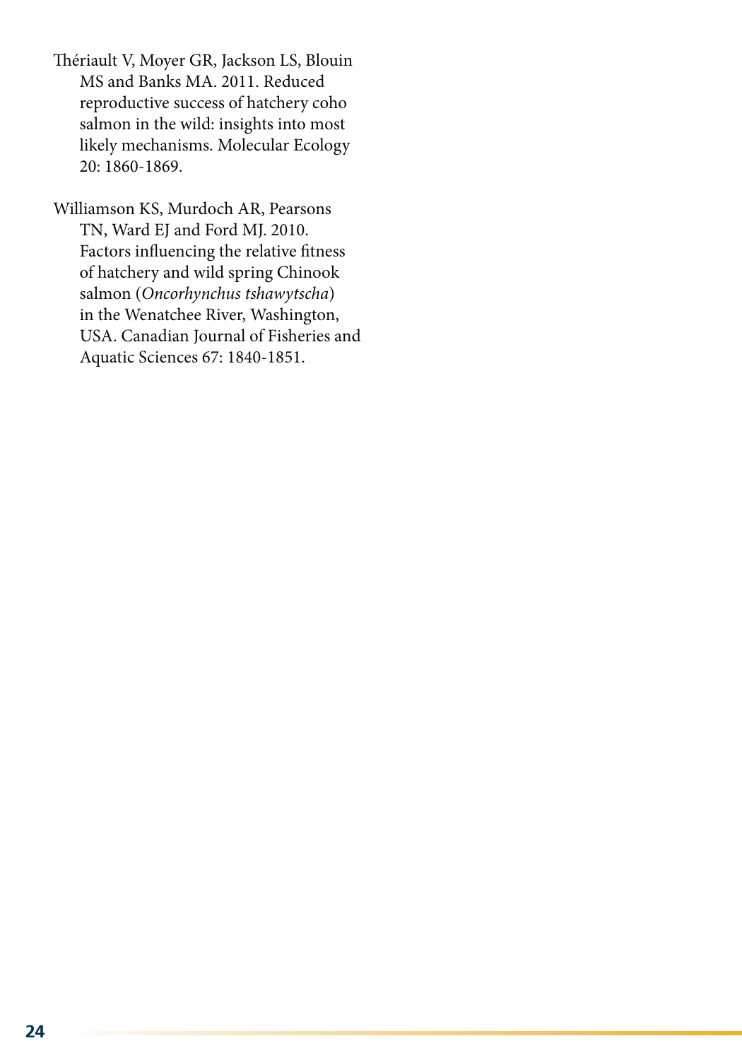Thériault V, Moyer GR, Jackson LS, Blouin MS and Banks MA. 2011. Reduced reproductive success of hatchery coho salmon in the wild: insights into most likely mechanisms. Molecular Ecology 20: 1860-1869.

Williamson KS, Murdoch AR, Pearsons TN, Ward EJ and Ford MJ. 2010. Factors influencing the relative fitness of hatchery and wild spring Chinook salmon (*Oncorhynchus tshawytscha*) in the Wenatchee River, Washington, USA. Canadian Journal of Fisheries and Aquatic Sciences 67: 1840-1851.